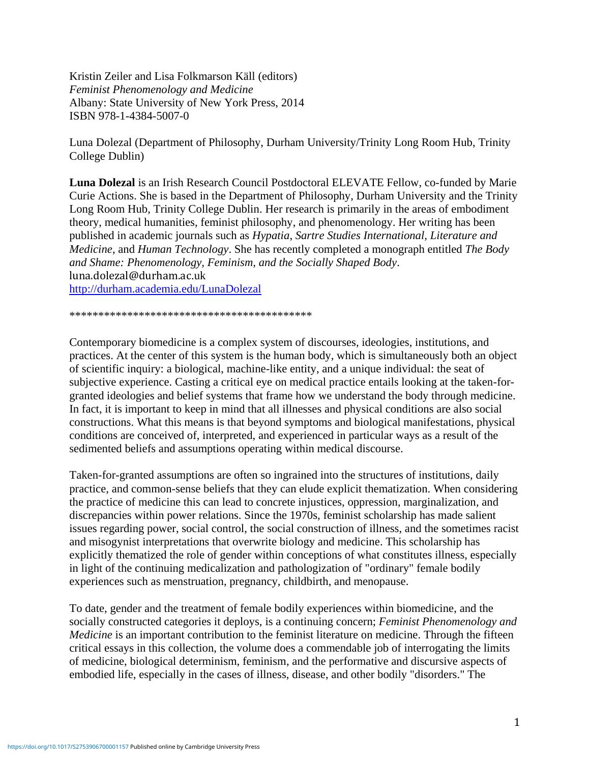Kristin Zeiler and Lisa Folkmarson Käll (editors)
*Feminist Phenomenology and Medicine*
Albany: State University of New York Press, 2014
ISBN 978-1-4384-5007-0

Luna Dolezal (Department of Philosophy, Durham University/Trinity Long Room Hub, Trinity College Dublin)

**Luna Dolezal** is an Irish Research Council Postdoctoral ELEVATE Fellow, co-funded by Marie Curie Actions. She is based in the Department of Philosophy, Durham University and the Trinity Long Room Hub, Trinity College Dublin. Her research is primarily in the areas of embodiment theory, medical humanities, feminist philosophy, and phenomenology. Her writing has been published in academic journals such as *Hypatia, Sartre Studies International, Literature and Medicine*, and *Human Technology*. She has recently completed a monograph entitled *The Body and Shame: Phenomenology, Feminism, and the Socially Shaped Body*.
luna.dolezal@durham.ac.uk
http://durham.academia.edu/LunaDolezal

******************************************

Contemporary biomedicine is a complex system of discourses, ideologies, institutions, and practices. At the center of this system is the human body, which is simultaneously both an object of scientific inquiry: a biological, machine-like entity, and a unique individual: the seat of subjective experience. Casting a critical eye on medical practice entails looking at the taken-for-granted ideologies and belief systems that frame how we understand the body through medicine. In fact, it is important to keep in mind that all illnesses and physical conditions are also social constructions. What this means is that beyond symptoms and biological manifestations, physical conditions are conceived of, interpreted, and experienced in particular ways as a result of the sedimented beliefs and assumptions operating within medical discourse.

Taken-for-granted assumptions are often so ingrained into the structures of institutions, daily practice, and common-sense beliefs that they can elude explicit thematization. When considering the practice of medicine this can lead to concrete injustices, oppression, marginalization, and discrepancies within power relations. Since the 1970s, feminist scholarship has made salient issues regarding power, social control, the social construction of illness, and the sometimes racist and misogynist interpretations that overwrite biology and medicine. This scholarship has explicitly thematized the role of gender within conceptions of what constitutes illness, especially in light of the continuing medicalization and pathologization of "ordinary" female bodily experiences such as menstruation, pregnancy, childbirth, and menopause.

To date, gender and the treatment of female bodily experiences within biomedicine, and the socially constructed categories it deploys, is a continuing concern; *Feminist Phenomenology and Medicine* is an important contribution to the feminist literature on medicine. Through the fifteen critical essays in this collection, the volume does a commendable job of interrogating the limits of medicine, biological determinism, feminism, and the performative and discursive aspects of embodied life, especially in the cases of illness, disease, and other bodily "disorders." The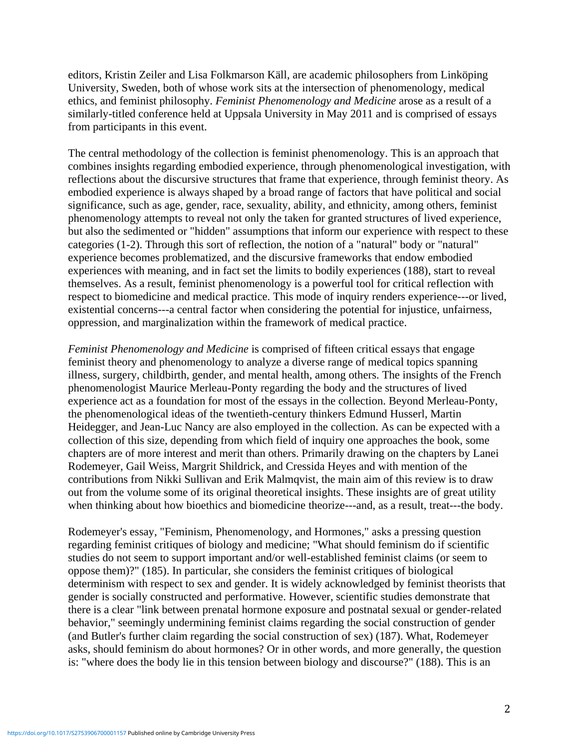editors, Kristin Zeiler and Lisa Folkmarson Käll, are academic philosophers from Linköping University, Sweden, both of whose work sits at the intersection of phenomenology, medical ethics, and feminist philosophy. *Feminist Phenomenology and Medicine* arose as a result of a similarly-titled conference held at Uppsala University in May 2011 and is comprised of essays from participants in this event.

The central methodology of the collection is feminist phenomenology. This is an approach that combines insights regarding embodied experience, through phenomenological investigation, with reflections about the discursive structures that frame that experience, through feminist theory. As embodied experience is always shaped by a broad range of factors that have political and social significance, such as age, gender, race, sexuality, ability, and ethnicity, among others, feminist phenomenology attempts to reveal not only the taken for granted structures of lived experience, but also the sedimented or "hidden" assumptions that inform our experience with respect to these categories (1-2). Through this sort of reflection, the notion of a "natural" body or "natural" experience becomes problematized, and the discursive frameworks that endow embodied experiences with meaning, and in fact set the limits to bodily experiences (188), start to reveal themselves. As a result, feminist phenomenology is a powerful tool for critical reflection with respect to biomedicine and medical practice. This mode of inquiry renders experience---or lived, existential concerns---a central factor when considering the potential for injustice, unfairness, oppression, and marginalization within the framework of medical practice.

*Feminist Phenomenology and Medicine* is comprised of fifteen critical essays that engage feminist theory and phenomenology to analyze a diverse range of medical topics spanning illness, surgery, childbirth, gender, and mental health, among others. The insights of the French phenomenologist Maurice Merleau-Ponty regarding the body and the structures of lived experience act as a foundation for most of the essays in the collection. Beyond Merleau-Ponty, the phenomenological ideas of the twentieth-century thinkers Edmund Husserl, Martin Heidegger, and Jean-Luc Nancy are also employed in the collection. As can be expected with a collection of this size, depending from which field of inquiry one approaches the book, some chapters are of more interest and merit than others. Primarily drawing on the chapters by Lanei Rodemeyer, Gail Weiss, Margrit Shildrick, and Cressida Heyes and with mention of the contributions from Nikki Sullivan and Erik Malmqvist, the main aim of this review is to draw out from the volume some of its original theoretical insights. These insights are of great utility when thinking about how bioethics and biomedicine theorize---and, as a result, treat---the body.

Rodemeyer's essay, "Feminism, Phenomenology, and Hormones," asks a pressing question regarding feminist critiques of biology and medicine; "What should feminism do if scientific studies do not seem to support important and/or well-established feminist claims (or seem to oppose them)?" (185). In particular, she considers the feminist critiques of biological determinism with respect to sex and gender. It is widely acknowledged by feminist theorists that gender is socially constructed and performative. However, scientific studies demonstrate that there is a clear "link between prenatal hormone exposure and postnatal sexual or gender-related behavior," seemingly undermining feminist claims regarding the social construction of gender (and Butler's further claim regarding the social construction of sex) (187). What, Rodemeyer asks, should feminism do about hormones? Or in other words, and more generally, the question is: "where does the body lie in this tension between biology and discourse?" (188). This is an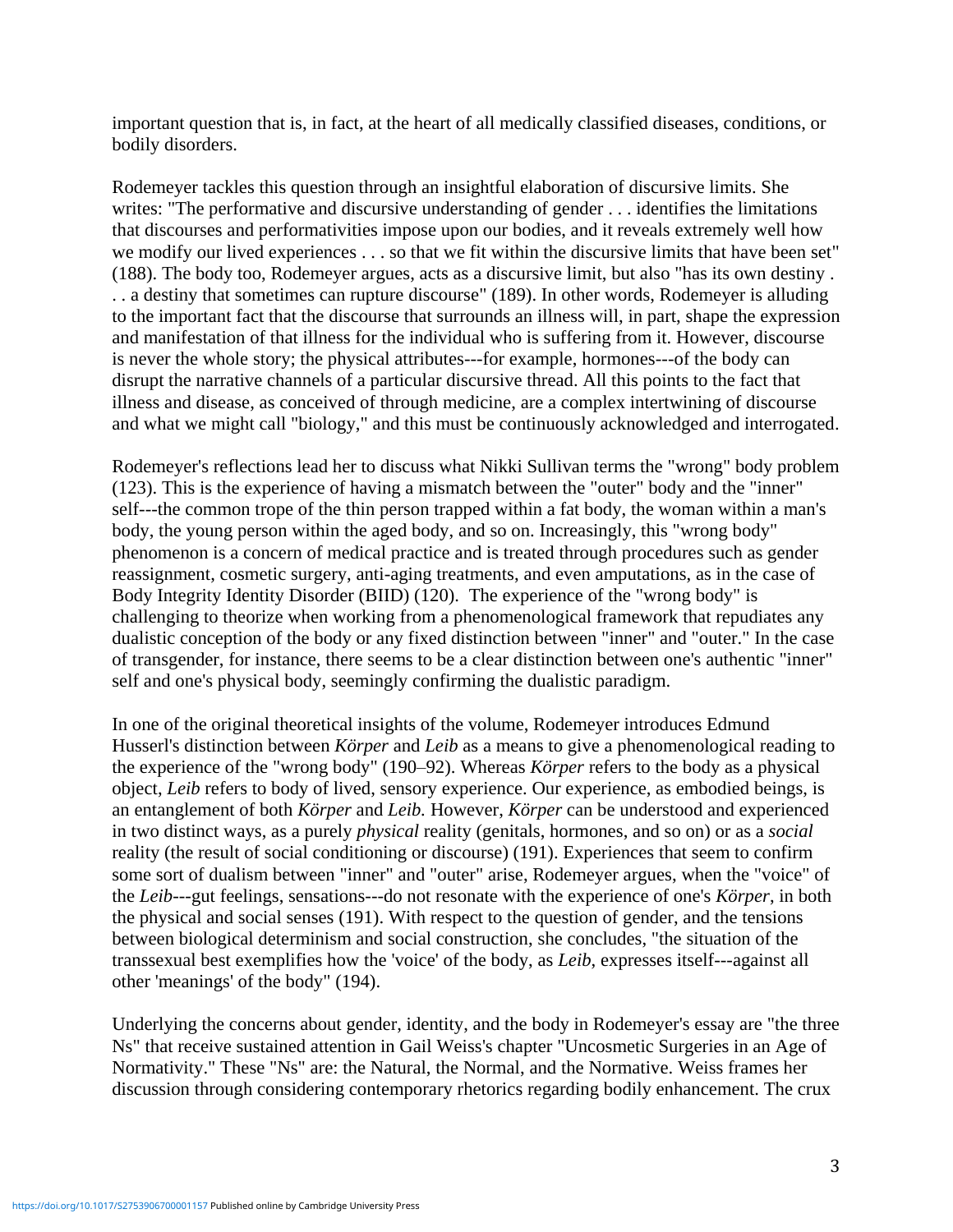important question that is, in fact, at the heart of all medically classified diseases, conditions, or bodily disorders.

Rodemeyer tackles this question through an insightful elaboration of discursive limits. She writes: "The performative and discursive understanding of gender . . . identifies the limitations that discourses and performativities impose upon our bodies, and it reveals extremely well how we modify our lived experiences . . . so that we fit within the discursive limits that have been set" (188). The body too, Rodemeyer argues, acts as a discursive limit, but also "has its own destiny . . . a destiny that sometimes can rupture discourse" (189). In other words, Rodemeyer is alluding to the important fact that the discourse that surrounds an illness will, in part, shape the expression and manifestation of that illness for the individual who is suffering from it. However, discourse is never the whole story; the physical attributes---for example, hormones---of the body can disrupt the narrative channels of a particular discursive thread. All this points to the fact that illness and disease, as conceived of through medicine, are a complex intertwining of discourse and what we might call "biology," and this must be continuously acknowledged and interrogated.

Rodemeyer's reflections lead her to discuss what Nikki Sullivan terms the "wrong" body problem (123). This is the experience of having a mismatch between the "outer" body and the "inner" self---the common trope of the thin person trapped within a fat body, the woman within a man's body, the young person within the aged body, and so on. Increasingly, this "wrong body" phenomenon is a concern of medical practice and is treated through procedures such as gender reassignment, cosmetic surgery, anti-aging treatments, and even amputations, as in the case of Body Integrity Identity Disorder (BIID) (120). The experience of the "wrong body" is challenging to theorize when working from a phenomenological framework that repudiates any dualistic conception of the body or any fixed distinction between "inner" and "outer." In the case of transgender, for instance, there seems to be a clear distinction between one's authentic "inner" self and one's physical body, seemingly confirming the dualistic paradigm.

In one of the original theoretical insights of the volume, Rodemeyer introduces Edmund Husserl's distinction between *Körper* and *Leib* as a means to give a phenomenological reading to the experience of the "wrong body" (190–92). Whereas *Körper* refers to the body as a physical object, *Leib* refers to body of lived, sensory experience. Our experience, as embodied beings, is an entanglement of both *Körper* and *Leib*. However, *Körper* can be understood and experienced in two distinct ways, as a purely *physical* reality (genitals, hormones, and so on) or as a *social* reality (the result of social conditioning or discourse) (191). Experiences that seem to confirm some sort of dualism between "inner" and "outer" arise, Rodemeyer argues, when the "voice" of the *Leib*---gut feelings, sensations---do not resonate with the experience of one's *Körper*, in both the physical and social senses (191). With respect to the question of gender, and the tensions between biological determinism and social construction, she concludes, "the situation of the transsexual best exemplifies how the 'voice' of the body, as *Leib*, expresses itself---against all other 'meanings' of the body" (194).

Underlying the concerns about gender, identity, and the body in Rodemeyer's essay are "the three Ns" that receive sustained attention in Gail Weiss's chapter "Uncosmetic Surgeries in an Age of Normativity." These "Ns" are: the Natural, the Normal, and the Normative. Weiss frames her discussion through considering contemporary rhetorics regarding bodily enhancement. The crux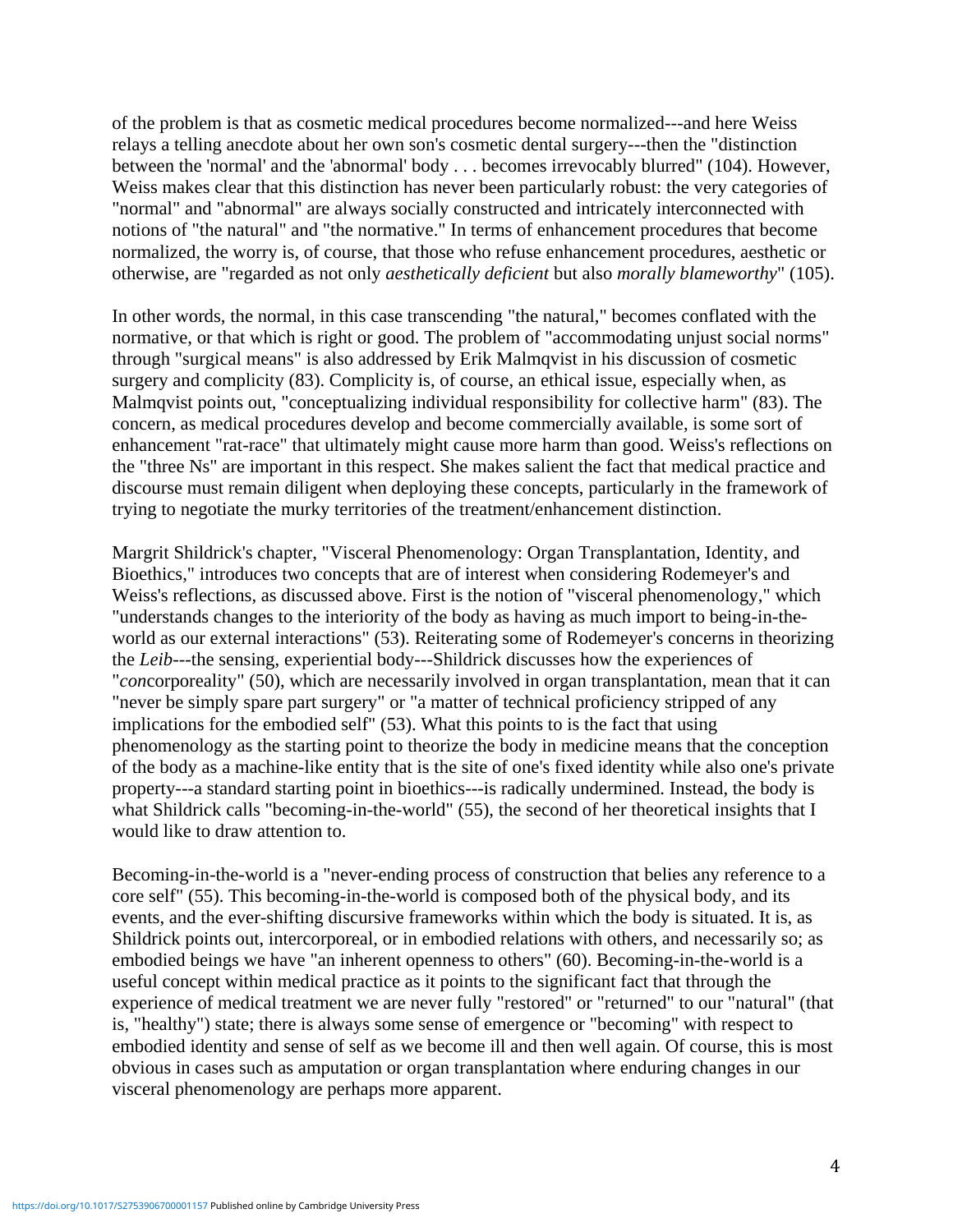of the problem is that as cosmetic medical procedures become normalized---and here Weiss relays a telling anecdote about her own son's cosmetic dental surgery---then the "distinction between the 'normal' and the 'abnormal' body . . . becomes irrevocably blurred" (104). However, Weiss makes clear that this distinction has never been particularly robust: the very categories of "normal" and "abnormal" are always socially constructed and intricately interconnected with notions of "the natural" and "the normative." In terms of enhancement procedures that become normalized, the worry is, of course, that those who refuse enhancement procedures, aesthetic or otherwise, are "regarded as not only *aesthetically deficient* but also *morally blameworthy*" (105).

In other words, the normal, in this case transcending "the natural," becomes conflated with the normative, or that which is right or good. The problem of "accommodating unjust social norms" through "surgical means" is also addressed by Erik Malmqvist in his discussion of cosmetic surgery and complicity (83). Complicity is, of course, an ethical issue, especially when, as Malmqvist points out, "conceptualizing individual responsibility for collective harm" (83). The concern, as medical procedures develop and become commercially available, is some sort of enhancement "rat-race" that ultimately might cause more harm than good. Weiss's reflections on the "three Ns" are important in this respect. She makes salient the fact that medical practice and discourse must remain diligent when deploying these concepts, particularly in the framework of trying to negotiate the murky territories of the treatment/enhancement distinction.

Margrit Shildrick's chapter, "Visceral Phenomenology: Organ Transplantation, Identity, and Bioethics," introduces two concepts that are of interest when considering Rodemeyer's and Weiss's reflections, as discussed above. First is the notion of "visceral phenomenology," which "understands changes to the interiority of the body as having as much import to being-in-the-world as our external interactions" (53). Reiterating some of Rodemeyer's concerns in theorizing the *Leib*---the sensing, experiential body---Shildrick discusses how the experiences of "*con*corporeality" (50), which are necessarily involved in organ transplantation, mean that it can "never be simply spare part surgery" or "a matter of technical proficiency stripped of any implications for the embodied self" (53). What this points to is the fact that using phenomenology as the starting point to theorize the body in medicine means that the conception of the body as a machine-like entity that is the site of one's fixed identity while also one's private property---a standard starting point in bioethics---is radically undermined. Instead, the body is what Shildrick calls "becoming-in-the-world" (55), the second of her theoretical insights that I would like to draw attention to.

Becoming-in-the-world is a "never-ending process of construction that belies any reference to a core self" (55). This becoming-in-the-world is composed both of the physical body, and its events, and the ever-shifting discursive frameworks within which the body is situated. It is, as Shildrick points out, intercorporeal, or in embodied relations with others, and necessarily so; as embodied beings we have "an inherent openness to others" (60). Becoming-in-the-world is a useful concept within medical practice as it points to the significant fact that through the experience of medical treatment we are never fully "restored" or "returned" to our "natural" (that is, "healthy") state; there is always some sense of emergence or "becoming" with respect to embodied identity and sense of self as we become ill and then well again. Of course, this is most obvious in cases such as amputation or organ transplantation where enduring changes in our visceral phenomenology are perhaps more apparent.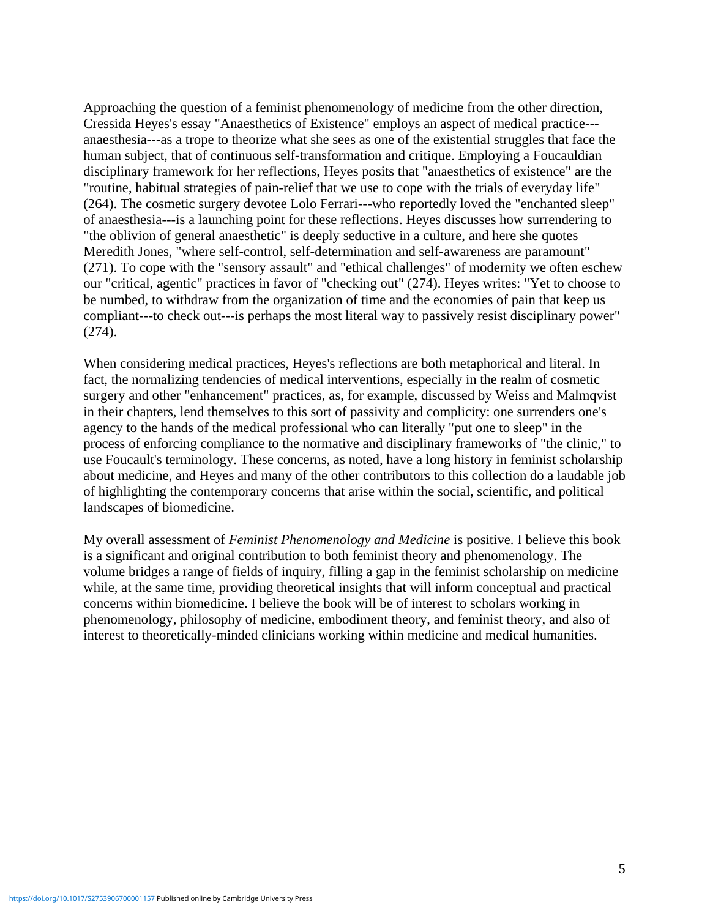Approaching the question of a feminist phenomenology of medicine from the other direction, Cressida Heyes's essay "Anaesthetics of Existence" employs an aspect of medical practice---anaesthesia---as a trope to theorize what she sees as one of the existential struggles that face the human subject, that of continuous self-transformation and critique. Employing a Foucauldian disciplinary framework for her reflections, Heyes posits that "anaesthetics of existence" are the "routine, habitual strategies of pain-relief that we use to cope with the trials of everyday life" (264). The cosmetic surgery devotee Lolo Ferrari---who reportedly loved the "enchanted sleep" of anaesthesia---is a launching point for these reflections. Heyes discusses how surrendering to "the oblivion of general anaesthetic" is deeply seductive in a culture, and here she quotes Meredith Jones, "where self-control, self-determination and self-awareness are paramount" (271). To cope with the "sensory assault" and "ethical challenges" of modernity we often eschew our "critical, agentic" practices in favor of "checking out" (274). Heyes writes: "Yet to choose to be numbed, to withdraw from the organization of time and the economies of pain that keep us compliant---to check out---is perhaps the most literal way to passively resist disciplinary power" (274).

When considering medical practices, Heyes's reflections are both metaphorical and literal. In fact, the normalizing tendencies of medical interventions, especially in the realm of cosmetic surgery and other "enhancement" practices, as, for example, discussed by Weiss and Malmqvist in their chapters, lend themselves to this sort of passivity and complicity: one surrenders one's agency to the hands of the medical professional who can literally "put one to sleep" in the process of enforcing compliance to the normative and disciplinary frameworks of "the clinic," to use Foucault's terminology. These concerns, as noted, have a long history in feminist scholarship about medicine, and Heyes and many of the other contributors to this collection do a laudable job of highlighting the contemporary concerns that arise within the social, scientific, and political landscapes of biomedicine.

My overall assessment of *Feminist Phenomenology and Medicine* is positive. I believe this book is a significant and original contribution to both feminist theory and phenomenology. The volume bridges a range of fields of inquiry, filling a gap in the feminist scholarship on medicine while, at the same time, providing theoretical insights that will inform conceptual and practical concerns within biomedicine. I believe the book will be of interest to scholars working in phenomenology, philosophy of medicine, embodiment theory, and feminist theory, and also of interest to theoretically-minded clinicians working within medicine and medical humanities.